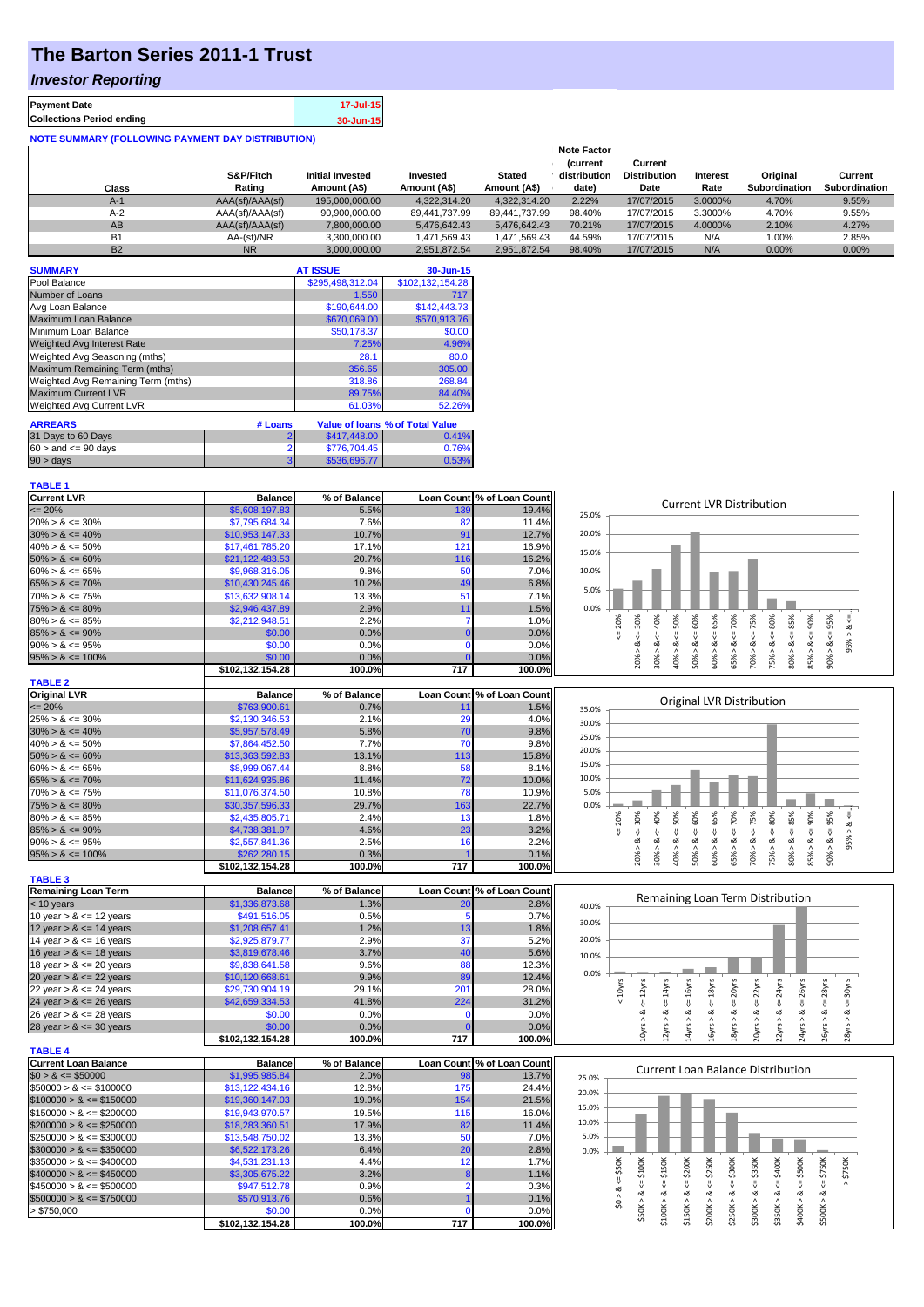# The Barton Series 2011-1 Trust

## *Investor Reporting*

| | |
|---|---|
| **Payment Date** | 17-Jul-15 |
| **Collections Period ending** | 30-Jun-15 |

**NOTE SUMMARY (FOLLOWING PAYMENT DAY DISTRIBUTION)**

| Class | S&P/Fitch Rating | Initial Invested Amount (A$) | Invested Amount (A$) | Stated Amount (A$) | Note Factor (current distribution date) | Current Distribution Date | Interest Rate | Original Subordination | Current Subordination |
|---|---|---|---|---|---|---|---|---|---|
| A-1 | AAA(sf)/AAA(sf) | 195,000,000.00 | 4,322,314.20 | 4,322,314.20 | 2.22% | 17/07/2015 | 3.0000% | 4.70% | 9.55% |
| A-2 | AAA(sf)/AAA(sf) | 90,900,000.00 | 89,441,737.99 | 89,441,737.99 | 98.40% | 17/07/2015 | 3.3000% | 4.70% | 9.55% |
| AB | AAA(sf)/AAA(sf) | 7,800,000.00 | 5,476,642.43 | 5,476,642.43 | 70.21% | 17/07/2015 | 4.0000% | 2.10% | 4.27% |
| B1 | AA-(sf)/NR | 3,300,000.00 | 1,471,569.43 | 1,471,569.43 | 44.59% | 17/07/2015 | N/A | 1.00% | 2.85% |
| B2 | NR | 3,000,000.00 | 2,951,872.54 | 2,951,872.54 | 98.40% | 17/07/2015 | N/A | 0.00% | 0.00% |

| SUMMARY | AT ISSUE | 30-Jun-15 |
|---|---|---|
| Pool Balance | $295,498,312.04 | $102,132,154.28 |
| Number of Loans | 1,550 | 717 |
| Avg Loan Balance | $190,644.00 | $142,443.73 |
| Maximum Loan Balance | $670,069.00 | $570,913.76 |
| Minimum Loan Balance | $50,178.37 | $0.00 |
| Weighted Avg Interest Rate | 7.25% | 4.96% |
| Weighted Avg Seasoning (mths) | 28.1 | 80.0 |
| Maximum Remaining Term (mths) | 356.65 | 305.00 |
| Weighted Avg Remaining Term (mths) | 318.86 | 268.84 |
| Maximum Current LVR | 89.75% | 84.40% |
| Weighted Avg Current LVR | 61.03% | 52.26% |

| ARREARS | # Loans | Value of loans | % of Total Value |
|---|---|---|---|
| 31 Days to 60 Days | 2 | $417,448.00 | 0.41% |
| $60 >$ and $<= 90$ days | 2 | $776,704.45 | 0.76% |
| $90 >$ days | 3 | $536,696.77 | 0.53% |

**TABLE 1**

| Current LVR | Balance | % of Balance | Loan Count | % of Loan Count |
|---|---|---|---|---|
| <= 20% | $5,608,197.83 | 5.5% | 139 | 19.4% |
| 20% > & <= 30% | $7,795,684.34 | 7.6% | 82 | 11.4% |
| 30% > & <= 40% | $10,953,147.33 | 10.7% | 91 | 12.7% |
| 40% > & <= 50% | $17,461,785.20 | 17.1% | 121 | 16.9% |
| 50% > & <= 60% | $21,122,483.53 | 20.7% | 116 | 16.2% |
| 60% > & <= 65% | $9,968,316.05 | 9.8% | 50 | 7.0% |
| 65% > & <= 70% | $10,430,245.46 | 10.2% | 49 | 6.8% |
| 70% > & <= 75% | $13,632,908.14 | 13.3% | 51 | 7.1% |
| 75% > & <= 80% | $2,946,437.89 | 2.9% | 11 | 1.5% |
| 80% > & <= 85% | $2,212,948.51 | 2.2% | 7 | 1.0% |
| 85% > & <= 90% | $0.00 | 0.0% | 0 | 0.0% |
| 90% > & <= 95% | $0.00 | 0.0% | 0 | 0.0% |
| 95% > & <= 100% | $0.00 | 0.0% | 0 | 0.0% |
| | $102,132,154.28 | 100.0% | 717 | 100.0% |

**TABLE 2**

| Original LVR | Balance | % of Balance | Loan Count | % of Loan Count |
|---|---|---|---|---|
| <= 20% | $763,900.61 | 0.7% | 11 | 1.5% |
| 25% > & <= 30% | $2,130,346.53 | 2.1% | 29 | 4.0% |
| 30% > & <= 40% | $5,957,578.49 | 5.8% | 70 | 9.8% |
| 40% > & <= 50% | $7,864,452.50 | 7.7% | 70 | 9.8% |
| 50% > & <= 60% | $13,363,592.83 | 13.1% | 113 | 15.8% |
| 60% > & <= 65% | $8,999,067.44 | 8.8% | 58 | 8.1% |
| 65% > & <= 70% | $11,624,935.86 | 11.4% | 72 | 10.0% |
| 70% > & <= 75% | $11,076,374.50 | 10.8% | 78 | 10.9% |
| 75% > & <= 80% | $30,357,596.33 | 29.7% | 163 | 22.7% |
| 80% > & <= 85% | $2,435,805.71 | 2.4% | 13 | 1.8% |
| 85% > & <= 90% | $4,738,381.97 | 4.6% | 23 | 3.2% |
| 90% > & <= 95% | $2,557,841.36 | 2.5% | 16 | 2.2% |
| 95% > & <= 100% | $262,280.15 | 0.3% | 1 | 0.1% |
| | $102,132,154.28 | 100.0% | 717 | 100.0% |

**TABLE 3**

| Remaining Loan Term | Balance | % of Balance | Loan Count | % of Loan Count |
|---|---|---|---|---|
| < 10 years | $1,336,873.68 | 1.3% | 20 | 2.8% |
| 10 year > & <= 12 years | $491,516.05 | 0.5% | 5 | 0.7% |
| 12 year > & <= 14 years | $1,208,657.41 | 1.2% | 13 | 1.8% |
| 14 year > & <= 16 years | $2,925,879.77 | 2.9% | 37 | 5.2% |
| 16 year > & <= 18 years | $3,819,678.46 | 3.7% | 40 | 5.6% |
| 18 year > & <= 20 years | $9,838,641.58 | 9.6% | 88 | 12.3% |
| 20 year > & <= 22 years | $10,120,668.61 | 9.9% | 89 | 12.4% |
| 22 year > & <= 24 years | $29,730,904.19 | 29.1% | 201 | 28.0% |
| 24 year > & <= 26 years | $42,659,334.53 | 41.8% | 224 | 31.2% |
| 26 year > & <= 28 years | $0.00 | 0.0% | 0 | 0.0% |
| 28 year > & <= 30 years | $0.00 | 0.0% | 0 | 0.0% |
| | $102,132,154.28 | 100.0% | 717 | 100.0% |

**TABLE 4**

| Current Loan Balance | Balance | % of Balance | Loan Count | % of Loan Count |
|---|---|---|---|---|
| $0 > & <= $50000 | $1,995,985.84 | 2.0% | 98 | 13.7% |
| $50000 > & <= $100000 | $13,122,434.16 | 12.8% | 175 | 24.4% |
| $100000 > & <= $150000 | $19,360,147.03 | 19.0% | 154 | 21.5% |
| $150000 > & <= $200000 | $19,943,970.57 | 19.5% | 115 | 16.0% |
| $200000 > & <= $250000 | $18,283,360.51 | 17.9% | 82 | 11.4% |
| $250000 > & <= $300000 | $13,548,750.02 | 13.3% | 50 | 7.0% |
| $300000 > & <= $350000 | $6,522,173.26 | 6.4% | 20 | 2.8% |
| $350000 > & <= $400000 | $4,531,231.13 | 4.4% | 12 | 1.7% |
| $400000 > & <= $450000 | $3,305,675.22 | 3.2% | 8 | 1.1% |
| $450000 > & <= $500000 | $947,512.78 | 0.9% | 2 | 0.3% |
| $500000 > & <= $750000 | $570,913.76 | 0.6% | 1 | 0.1% |
| > $750,000 | $0.00 | 0.0% | 0 | 0.0% |
| | $102,132,154.28 | 100.0% | 717 | 100.0% |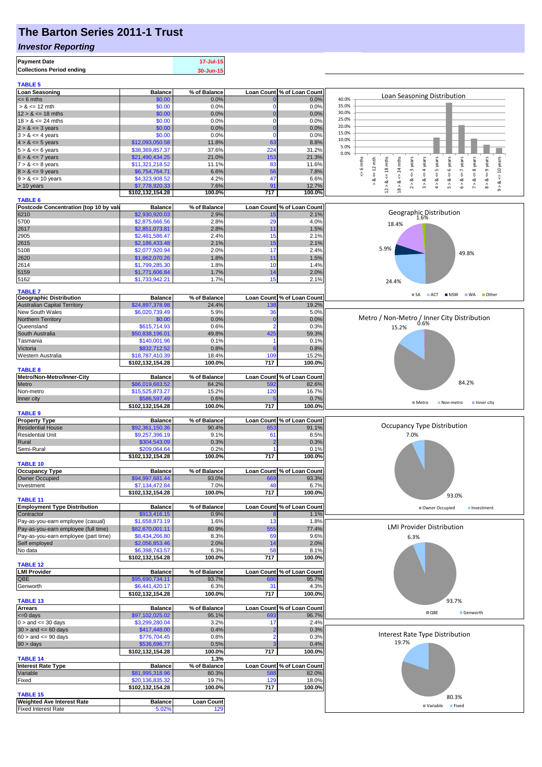# The Barton Series 2011-1 Trust

## *Investor Reporting*

| | |
|---|---|
| **Payment Date** | 17-Jul-15 |
| **Collections Period ending** | 30-Jun-15 |

**TABLE 5**

| Loan Seasoning | Balance | % of Balance | Loan Count | % of Loan Count |
|---|---|---|---|---|
| <= 6 mths | $0.00 | 0.0% | 0 | 0.0% |
| > & <= 12 mth | $0.00 | 0.0% | 0 | 0.0% |
| 12 > & <= 18 mths | $0.00 | 0.0% | 0 | 0.0% |
| 18 > & <= 24 mths | $0.00 | 0.0% | 0 | 0.0% |
| 2 > & <= 3 years | $0.00 | 0.0% | 0 | 0.0% |
| 3 > & <= 4 years | $0.00 | 0.0% | 0 | 0.0% |
| 4 > & <= 5 years | $12,093,050.58 | 11.8% | 63 | 8.8% |
| 5 > & <= 6 years | $38,369,857.37 | 37.6% | 224 | 31.2% |
| 6 > & <= 7 years | $21,490,434.25 | 21.0% | 153 | 21.3% |
| 7 > & <= 8 years | $11,321,218.52 | 11.1% | 83 | 11.6% |
| 8 > & <= 9 years | $6,754,764.71 | 6.6% | 56 | 7.8% |
| 9 > & <= 10 years | $4,323,908.52 | 4.2% | 47 | 6.6% |
| > 10 years | $7,778,920.33 | 7.6% | 91 | 12.7% |
| | $102,132,154.28 | 100.0% | 717 | 100.0% |

Loan Seasoning Distribution

40.0%
35.0%
30.0%
25.0%
20.0%
15.0%
10.0%
5.0%
0.0%

<= 6 mths
> & <= 12 mth
12 > & <= 18 mths
18 > & <= 24 mths
2 > & <= 3 years
3 > & <= 4 years
4 > & <= 5 years
5 > & <= 6 years
6 > & <= 7 years
7 > & <= 8 years
8 > & <= 9 years
9 > & <= 10 years

**TABLE 6**

| Postcode Concentration (top 10 by value) | Balance | % of Balance | Loan Count | % of Loan Count |
|---|---|---|---|---|
| 6210 | $2,930,920.03 | 2.9% | 15 | 2.1% |
| 5700 | $2,875,666.56 | 2.8% | 29 | 4.0% |
| 2617 | $2,851,073.81 | 2.8% | 11 | 1.5% |
| 2905 | $2,481,586.47 | 2.4% | 15 | 2.1% |
| 2615 | $2,186,433.48 | 2.1% | 15 | 2.1% |
| 5108 | $2,077,920.94 | 2.0% | 17 | 2.4% |
| 2620 | $1,862,070.26 | 1.8% | 11 | 1.5% |
| 2614 | $1,799,285.30 | 1.8% | 10 | 1.4% |
| 5159 | $1,771,606.84 | 1.7% | 14 | 2.0% |
| 5162 | $1,733,942.21 | 1.7% | 15 | 2.1% |

Geographic Distribution

1.6%
18.4%
5.9%
49.8%
24.4%

SA ACT NSW WA Other

**TABLE 7**

| Geographic Distribution | Balance | % of Balance | Loan Count | % of Loan Count |
|---|---|---|---|---|
| Australian Capital Territory | $24,897,378.98 | 24.4% | 138 | 19.2% |
| New South Wales | $6,020,739.49 | 5.9% | 36 | 5.0% |
| Northern Territory | $0.00 | 0.0% | 0 | 0.0% |
| Queensland | $615,714.93 | 0.6% | 2 | 0.3% |
| South Australia | $50,838,196.01 | 49.8% | 425 | 59.3% |
| Tasmania | $140,001.96 | 0.1% | 1 | 0.1% |
| Victoria | $832,712.52 | 0.8% | 6 | 0.8% |
| Western Australia | $18,787,410.39 | 18.4% | 109 | 15.2% |
| | $102,132,154.28 | 100.0% | 717 | 100.0% |

Metro / Non-Metro / Inner City Distribution

0.6%
15.2%
84.2%

Metro Non-metro Inner city

**TABLE 8**

| Metro/Non-Metro/Inner-City | Balance | % of Balance | Loan Count | % of Loan Count |
|---|---|---|---|---|
| Metro | $86,019,683.52 | 84.2% | 592 | 82.6% |
| Non-metro | $15,525,873.27 | 15.2% | 120 | 16.7% |
| Inner city | $586,597.49 | 0.6% | 5 | 0.7% |
| | $102,132,154.28 | 100.0% | 717 | 100.0% |

**TABLE 9**

| Property Type | Balance | % of Balance | Loan Count | % of Loan Count |
|---|---|---|---|---|
| Residential House | $92,361,150.36 | 90.4% | 653 | 91.1% |
| Residential Unit | $9,257,396.19 | 9.1% | 61 | 8.5% |
| Rural | $304,543.09 | 0.3% | 2 | 0.3% |
| Semi-Rural | $209,064.64 | 0.2% | 1 | 0.1% |
| | $102,132,154.28 | 100.0% | 717 | 100.0% |

Occupancy Type Distribution

7.0%
93.0%

Owner Occupied Investment

**TABLE 10**

| Occupancy Type | Balance | % of Balance | Loan Count | % of Loan Count |
|---|---|---|---|---|
| Owner Occupied | $94,997,681.44 | 93.0% | 669 | 93.3% |
| Investment | $7,134,472.84 | 7.0% | 48 | 6.7% |
| | $102,132,154.28 | 100.0% | 717 | 100.0% |

**TABLE 11**

| Employment Type Distribution | Balance | % of Balance | Loan Count | % of Loan Count |
|---|---|---|---|---|
| Contractor | $913,416.15 | 0.9% | 8 | 1.1% |
| Pay-as-you-earn employee (casual) | $1,658,873.19 | 1.6% | 13 | 1.8% |
| Pay-as-you-earn employee (full time) | $82,670,001.11 | 80.9% | 555 | 77.4% |
| Pay-as-you-earn employee (part time) | $8,434,266.80 | 8.3% | 69 | 9.6% |
| Self employed | $2,056,853.46 | 2.0% | 14 | 2.0% |
| No data | $6,398,743.57 | 6.3% | 58 | 8.1% |
| | $102,132,154.28 | 100.0% | 717 | 100.0% |

LMI Provider Distribution

6.3%
93.7%

QBE Genworth

**TABLE 12**

| LMI Provider | Balance | % of Balance | Loan Count | % of Loan Count |
|---|---|---|---|---|
| QBE | $95,690,734.11 | 93.7% | 686 | 95.7% |
| Genworth | $6,441,420.17 | 6.3% | 31 | 4.3% |
| | $102,132,154.28 | 100.0% | 717 | 100.0% |

**TABLE 13**

| Arrears | Balance | % of Balance | Loan Count | % of Loan Count |
|---|---|---|---|---|
| <=0 days | $97,102,025.02 | 95.1% | 693 | 96.7% |
| 0 > and <= 30 days | $3,299,280.04 | 3.2% | 17 | 2.4% |
| 30 > and <= 60 days | $417,448.00 | 0.4% | 2 | 0.3% |
| 60 > and <= 90 days | $776,704.45 | 0.8% | 2 | 0.3% |
| 90 > days | $536,696.77 | 0.5% | 3 | 0.4% |
| | $102,132,154.28 | 100.0% | 717 | 100.0% |

Interest Rate Type Distribution

19.7%
80.3%

Variable Fixed

**TABLE 14**

| Interest Rate Type | Balance | % of Balance | Loan Count | % of Loan Count |
|---|---|---|---|---|
| | | 1.3% | | |
| Variable | $81,995,318.96 | 80.3% | 588 | 82.0% |
| Fixed | $20,136,835.32 | 19.7% | 129 | 18.0% |
| | $102,132,154.28 | 100.0% | 717 | 100.0% |

**TABLE 15**

| Weighted Ave Interest Rate | Balance | Loan Count |
|---|---|---|
| Fixed Interest Rate | 5.02% | 129 |